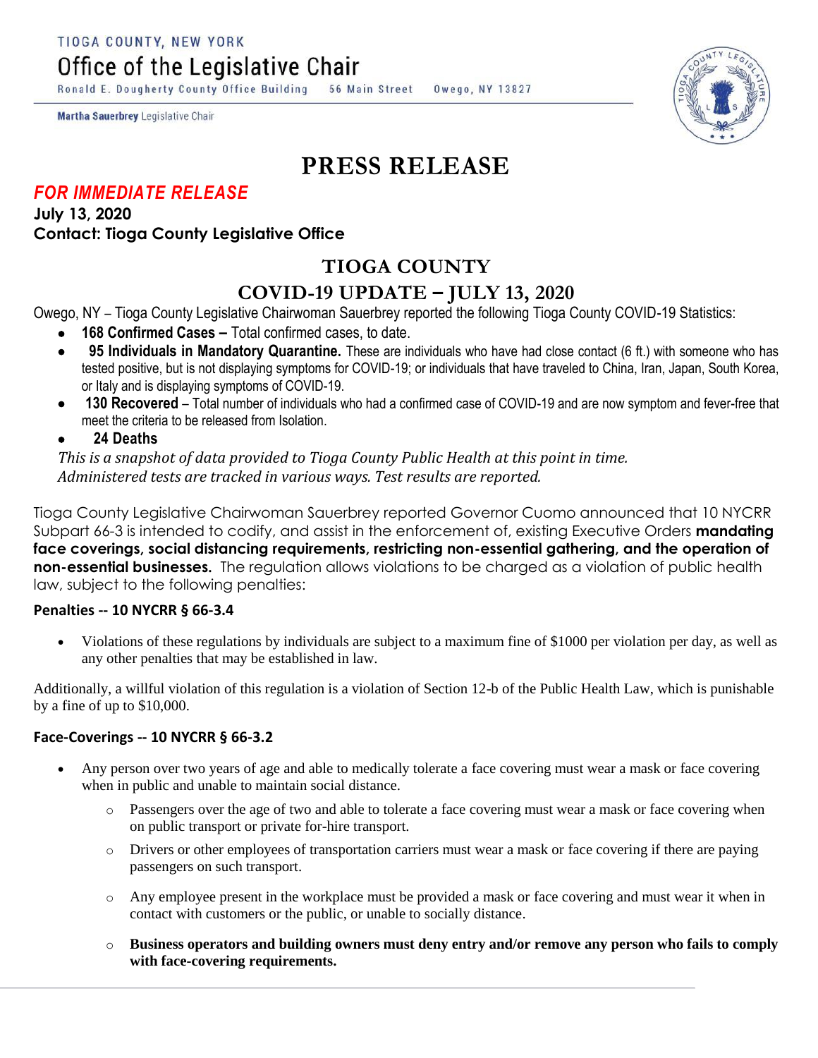TIOGA COUNTY, NEW YORK

Office of the Legislative Chair

Ronald E. Dougherty County Office Building 56 Main Street Owego, NY 13827

**Martha Sauerbrey** Legislative Chair

# PRESS RELEASE

***FOR IMMEDIATE RELEASE***

**July 13, 2020**

**Contact: Tioga County Legislative Office**

## TIOGA COUNTY

## COVID-19 UPDATE – JULY 13, 2020

Owego, NY – Tioga County Legislative Chairwoman Sauerbrey reported the following Tioga County COVID-19 Statistics:

- **168 Confirmed Cases –** Total confirmed cases, to date.
- **95 Individuals in Mandatory Quarantine.** These are individuals who have had close contact (6 ft.) with someone who has tested positive, but is not displaying symptoms for COVID-19; or individuals that have traveled to China, Iran, Japan, South Korea, or Italy and is displaying symptoms of COVID-19.
- **130 Recovered** – Total number of individuals who had a confirmed case of COVID-19 and are now symptom and fever-free that meet the criteria to be released from Isolation.
- **24 Deaths**

*This is a snapshot of data provided to Tioga County Public Health at this point in time. Administered tests are tracked in various ways. Test results are reported.*

Tioga County Legislative Chairwoman Sauerbrey reported Governor Cuomo announced that 10 NYCRR Subpart 66-3 is intended to codify, and assist in the enforcement of, existing Executive Orders **mandating face coverings, social distancing requirements, restricting non-essential gathering, and the operation of non-essential businesses.** The regulation allows violations to be charged as a violation of public health law, subject to the following penalties:

### Penalties -- 10 NYCRR § 66-3.4

- Violations of these regulations by individuals are subject to a maximum fine of $1000 per violation per day, as well as any other penalties that may be established in law.

Additionally, a willful violation of this regulation is a violation of Section 12-b of the Public Health Law, which is punishable by a fine of up to $10,000.

### Face-Coverings -- 10 NYCRR § 66-3.2

- Any person over two years of age and able to medically tolerate a face covering must wear a mask or face covering when in public and unable to maintain social distance.
  - Passengers over the age of two and able to tolerate a face covering must wear a mask or face covering when on public transport or private for-hire transport.
  - Drivers or other employees of transportation carriers must wear a mask or face covering if there are paying passengers on such transport.
  - Any employee present in the workplace must be provided a mask or face covering and must wear it when in contact with customers or the public, or unable to socially distance.
  - **Business operators and building owners must deny entry and/or remove any person who fails to comply with face-covering requirements.**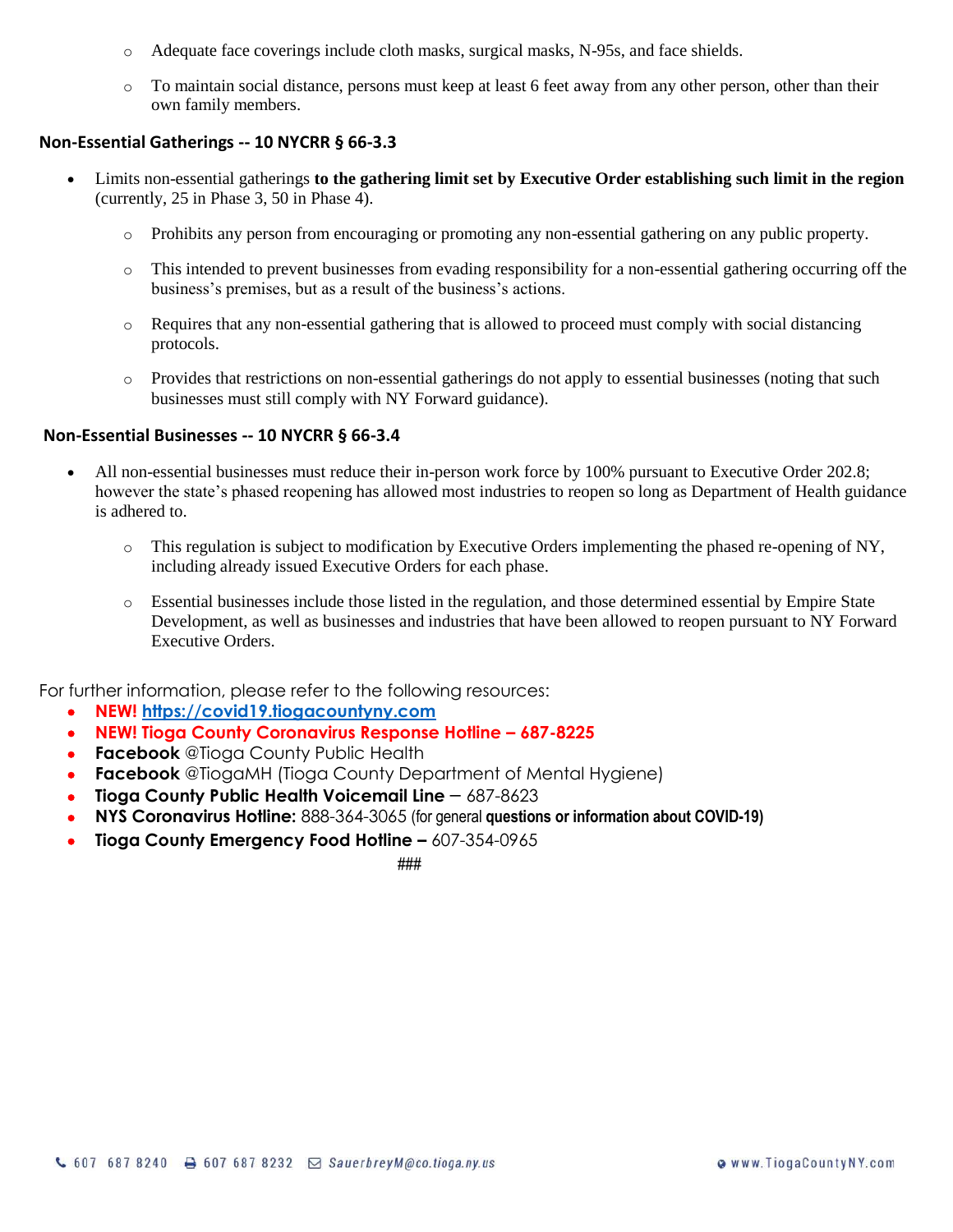- Adequate face coverings include cloth masks, surgical masks, N-95s, and face shields.
- To maintain social distance, persons must keep at least 6 feet away from any other person, other than their own family members.

**Non-Essential Gatherings -- 10 NYCRR § 66-3.3**

- Limits non-essential gatherings **to the gathering limit set by Executive Order establishing such limit in the region** (currently, 25 in Phase 3, 50 in Phase 4).
    - Prohibits any person from encouraging or promoting any non-essential gathering on any public property.
    - This intended to prevent businesses from evading responsibility for a non-essential gathering occurring off the business's premises, but as a result of the business's actions.
    - Requires that any non-essential gathering that is allowed to proceed must comply with social distancing protocols.
    - Provides that restrictions on non-essential gatherings do not apply to essential businesses (noting that such businesses must still comply with NY Forward guidance).

**Non-Essential Businesses -- 10 NYCRR § 66-3.4**

- All non-essential businesses must reduce their in-person work force by 100% pursuant to Executive Order 202.8; however the state's phased reopening has allowed most industries to reopen so long as Department of Health guidance is adhered to.
    - This regulation is subject to modification by Executive Orders implementing the phased re-opening of NY, including already issued Executive Orders for each phase.
    - Essential businesses include those listed in the regulation, and those determined essential by Empire State Development, as well as businesses and industries that have been allowed to reopen pursuant to NY Forward Executive Orders.

For further information, please refer to the following resources:

- **NEW! https://covid19.tiogacountyny.com**
- **NEW! Tioga County Coronavirus Response Hotline – 687-8225**
- **Facebook** @Tioga County Public Health
- **Facebook** @TiogaMH (Tioga County Department of Mental Hygiene)
- **Tioga County Public Health Voicemail Line** – 687-8623
- **NYS Coronavirus Hotline:** 888-364-3065 (for general **questions or information about COVID-19)**
- **Tioga County Emergency Food Hotline –** 607-354-0965

###

607 687 8240   607 687 8232   SauerbreyM@co.tioga.ny.us   www.TiogaCountyNY.com